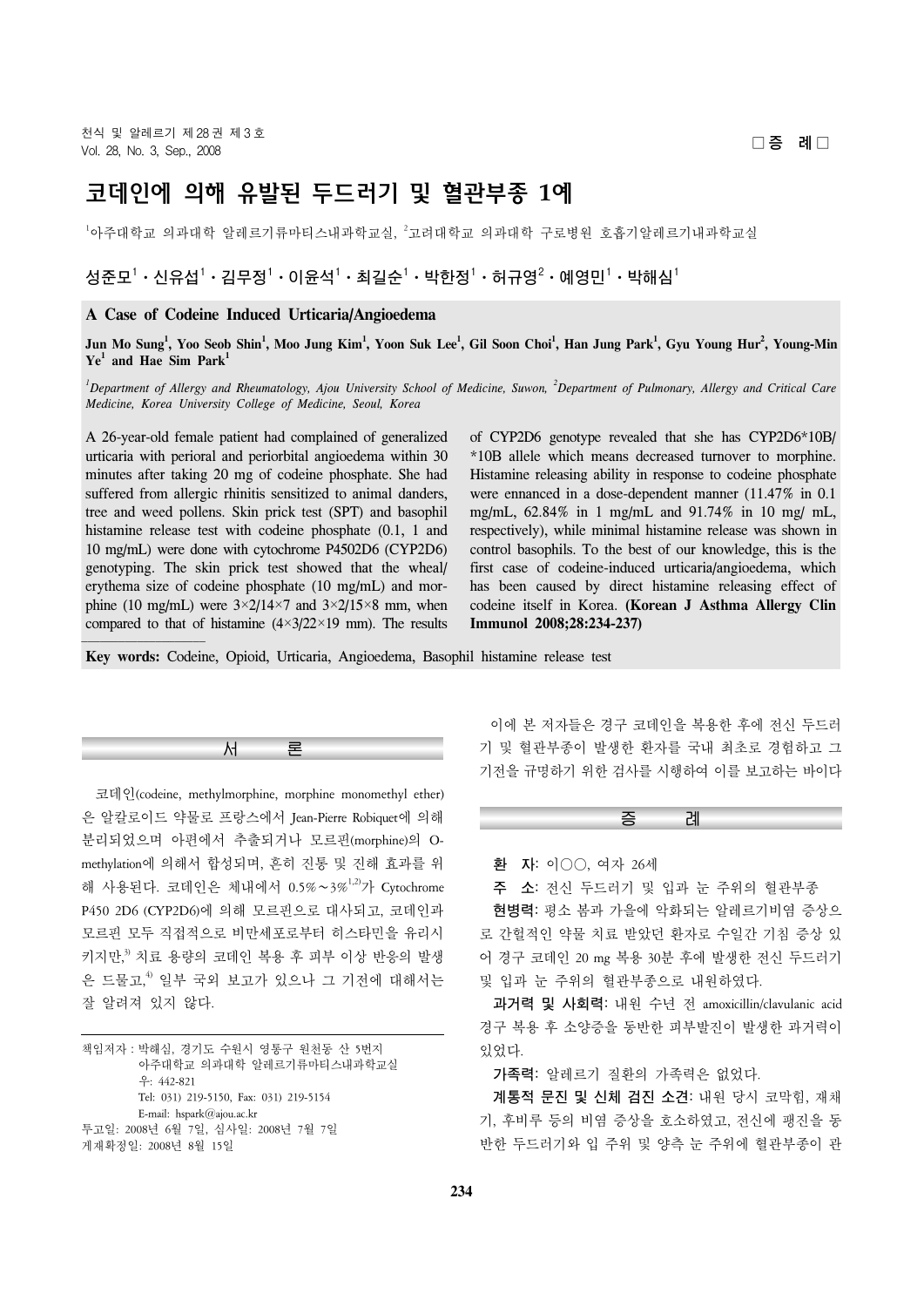□증 례□

# 코데인에 의해 유발된 두드러기 및 혈관부종 1예

[1]아주대학교 의과대학 알레르기류마티스내과학교실, [2]고려대학교 의과대학 구로병원 호흡기알레르기내과학교실

성준모[1]・신유섭[1]・김무정[1]・이윤석[1]・최길순[1]・박한정[1]・허규영[2]・예영민[1]・박해심[1]

## A Case of Codeine Induced Urticaria/Angioedema

**Jun Mo Sung[1], Yoo Seob Shin[1], Moo Jung Kim[1], Yoon Suk Lee[1], Gil Soon Choi[1], Han Jung Park[1], Gyu Young Hur[2], Young-Min Ye[1] and Hae Sim Park[1]**

*[1]Department of Allergy and Rheumatology, Ajou University School of Medicine, Suwon, [2]Department of Pulmonary, Allergy and Critical Care Medicine, Korea University College of Medicine, Seoul, Korea*

A 26-year-old female patient had complained of generalized urticaria with perioral and periorbital angioedema within 30 minutes after taking 20 mg of codeine phosphate. She had suffered from allergic rhinitis sensitized to animal danders, tree and weed pollens. Skin prick test (SPT) and basophil histamine release test with codeine phosphate (0.1, 1 and 10 mg/mL) were done with cytochrome P4502D6 (CYP2D6) genotyping. The skin prick test showed that the wheal/erythema size of codeine phosphate (10 mg/mL) and morphine (10 mg/mL) were 3×2/14×7 and 3×2/15×8 mm, when compared to that of histamine (4×3/22×19 mm). The results of CYP2D6 genotype revealed that she has CYP2D6*10B/*10B allele which means decreased turnover to morphine. Histamine releasing ability in response to codeine phosphate were ennanced in a dose-dependent manner (11.47% in 0.1 mg/mL, 62.84% in 1 mg/mL and 91.74% in 10 mg/ mL, respectively), while minimal histamine release was shown in control basophils. To the best of our knowledge, this is the first case of codeine-induced urticaria/angioedema, which has been caused by direct histamine releasing effect of codeine itself in Korea. **(Korean J Asthma Allergy Clin Immunol 2008;28:234-237)**

**Key words:** Codeine, Opioid, Urticaria, Angioedema, Basophil histamine release test

## 서 론

코데인(codeine, methylmorphine, morphine monomethyl ether)은 알칼로이드 약물로 프랑스에서 Jean-Pierre Robiquet에 의해 분리되었으며 아편에서 추출되거나 모르핀(morphine)의 O-methylation에 의해서 합성되며, 흔히 진통 및 진해 효과를 위해 사용된다. 코데인은 체내에서 0.5%~3%[1,2]가 Cytochrome P450 2D6 (CYP2D6)에 의해 모르핀으로 대사되고, 코데인과 모르핀 모두 직접적으로 비만세포로부터 히스타민을 유리시키지만,[3] 치료 용량의 코데인 복용 후 피부 이상 반응의 발생은 드물고,[4] 일부 국외 보고가 있으나 그 기전에 대해서는 잘 알려져 있지 않다.

이에 본 저자들은 경구 코데인을 복용한 후에 전신 두드러기 및 혈관부종이 발생한 환자를 국내 최초로 경험하고 그 기전을 규명하기 위한 검사를 시행하여 이를 보고하는 바이다

## 증 례

**환 자**: 이○○, 여자 26세

**주 소**: 전신 두드러기 및 입과 눈 주위의 혈관부종

**현병력**: 평소 봄과 가을에 악화되는 알레르기비염 증상으로 간헐적인 약물 치료 받았던 환자로 수일간 기침 증상 있어 경구 코데인 20 mg 복용 30분 후에 발생한 전신 두드러기 및 입과 눈 주위의 혈관부종으로 내원하였다.

**과거력 및 사회력**: 내원 수년 전 amoxicillin/clavulanic acid 경구 복용 후 소양증을 동반한 피부발진이 발생한 과거력이 있었다.

**가족력**: 알레르기 질환의 가족력은 없었다.

**계통적 문진 및 신체 검진 소견**: 내원 당시 코막힘, 재채기, 후비루 등의 비염 증상을 호소하였고, 전신에 팽진을 동반한 두드러기와 입 주위 및 양측 눈 주위에 혈관부종이 관

책임저자 : 박해심, 경기도 수원시 영통구 원천동 산 5번지
아주대학교 의과대학 알레르기류마티스내과학교실
우: 442-821
Tel: 031) 219-5150, Fax: 031) 219-5154
E-mail: hspark@ajou.ac.kr
투고일: 2008년 6월 7일, 심사일: 2008년 7월 7일
게재확정일: 2008년 8월 15일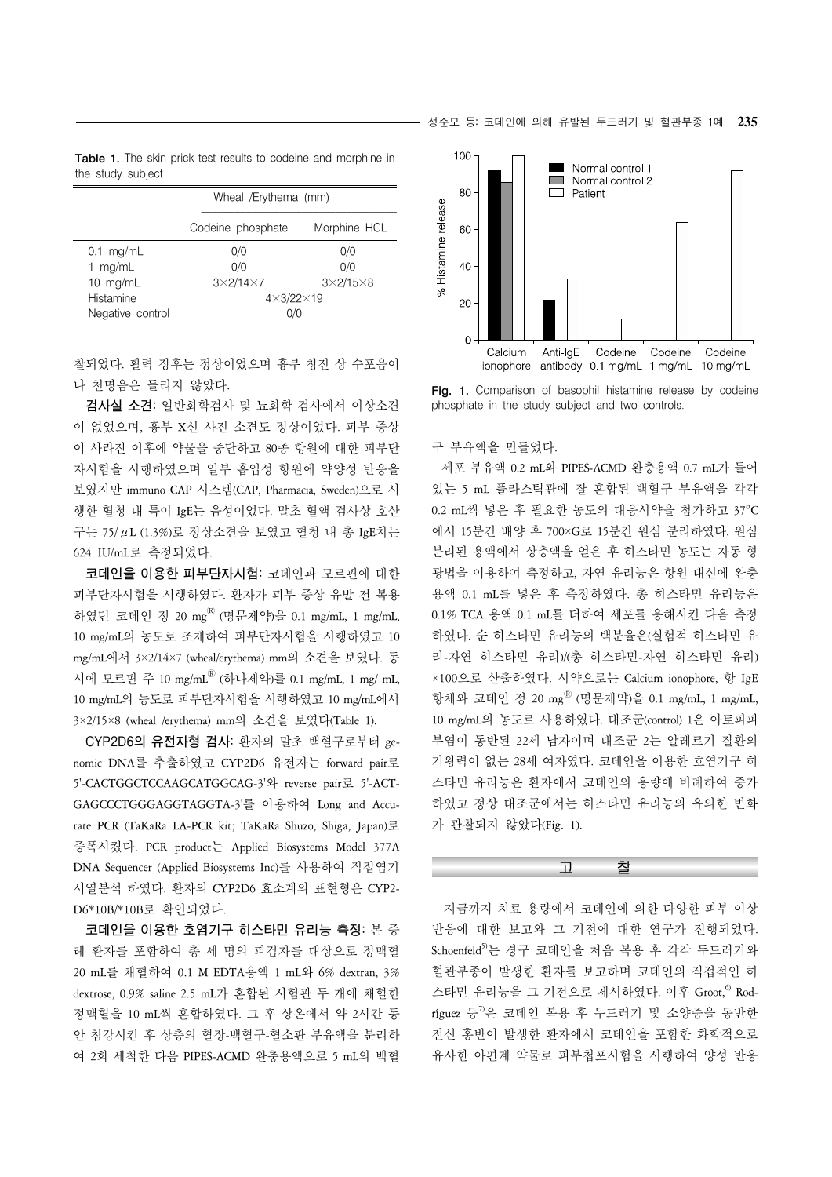**Table 1.** The skin prick test results to codeine and morphine in the study subject

| | Wheal /Erythema (mm) | |
|---|---|---|
| | Codeine phosphate | Morphine HCL |
| 0.1 mg/mL | 0/0 | 0/0 |
| 1 mg/mL | 0/0 | 0/0 |
| 10 mg/mL | 3×2/14×7 | 3×2/15×8 |
| Histamine | 4×3/22×19 | |
| Negative control | 0/0 | |

찰되었다. 활력 징후는 정상이었으며 흉부 청진 상 수포음이나 천명음은 들리지 않았다.

**검사실 소견:** 일반화학검사 및 뇨화학 검사에서 이상소견이 없었으며, 흉부 X선 사진 소견도 정상이었다. 피부 증상이 사라진 이후에 약물을 중단하고 80종 항원에 대한 피부단자시험을 시행하였으며 일부 흡입성 항원에 약양성 반응을 보였지만 immuno CAP 시스템(CAP, Pharmacia, Sweden)으로 시행한 혈청 내 특이 IgE는 음성이었다. 말초 혈액 검사상 호산구는 75/$\mu$L (1.3%)로 정상소견을 보였고 혈청 내 총 IgE치는 624 IU/mL로 측정되었다.

**코데인을 이용한 피부단자시험:** 코데인과 모르핀에 대한 피부단자시험을 시행하였다. 환자가 피부 증상 유발 전 복용하였던 코데인 정 20 mg® (명문제약)을 0.1 mg/mL, 1 mg/mL, 10 mg/mL의 농도로 조제하여 피부단자시험을 시행하였고 10 mg/mL에서 3×2/14×7 (wheal/erythema) mm의 소견을 보였다. 동시에 모르핀 주 10 mg/mL® (하나제약)를 0.1 mg/mL, 1 mg/ mL, 10 mg/mL의 농도로 피부단자시험을 시행하였고 10 mg/mL에서 3×2/15×8 (wheal /erythema) mm의 소견을 보였다(Table 1).

**CYP2D6의 유전자형 검사:** 환자의 말초 백혈구로부터 genomic DNA를 추출하였고 CYP2D6 유전자는 forward pair로 5'-CACTGGCTCCAAGCATGGCAG-3'와 reverse pair로 5'-ACTGAGCCCTGGGAGGTAGGTA-3'를 이용하여 Long and Accurate PCR (TaKaRa LA-PCR kit; TaKaRa Shuzo, Shiga, Japan)로 증폭시켰다. PCR product는 Applied Biosystems Model 377A DNA Sequencer (Applied Biosystems Inc)를 사용하여 직접염기서열분석 하였다. 환자의 CYP2D6 효소계의 표현형은 CYP2D6*10B/*10B로 확인되었다.

**코데인을 이용한 호염기구 히스타민 유리능 측정:** 본 증례 환자를 포함하여 총 세 명의 피검자를 대상으로 정맥혈 20 mL를 채혈하여 0.1 M EDTA용액 1 mL와 6% dextran, 3% dextrose, 0.9% saline 2.5 mL가 혼합된 시험관 두 개에 채혈한 정맥혈을 10 mL씩 혼합하였다. 그 후 상온에서 약 2시간 동안 침강시킨 후 상층의 혈장-백혈구-혈소판 부유액을 분리하여 2회 세척한 다음 PIPES-ACMD 완충용액으로 5 mL의 백혈구 부유액을 만들었다.

세포 부유액 0.2 mL와 PIPES-ACMD 완충용액 0.7 mL가 들어있는 5 mL 플라스틱관에 잘 혼합된 백혈구 부유액을 각각 0.2 mL씩 넣은 후 필요한 농도의 대응시약을 첨가하고 37°C에서 15분간 배양 후 700×G로 15분간 원심 분리하였다. 원심분리된 용액에서 상층액을 얻은 후 히스타민 농도는 자동 형광법을 이용하여 측정하고, 자연 유리능은 항원 대신에 완충용액 0.1 mL를 넣은 후 측정하였다. 총 히스타민 유리능은 0.1% TCA 용액 0.1 mL를 더하여 세포를 용해시킨 다음 측정하였다. 순 히스타민 유리능의 백분율은(실험적 히스타민 유리-자연 히스타민 유리)/(총 히스타민-자연 히스타민 유리)×100으로 산출하였다. 시약으로는 Calcium ionophore, 항 IgE 항체와 코데인 정 20 mg® (명문제약)을 0.1 mg/mL, 1 mg/mL, 10 mg/mL의 농도로 사용하였다. 대조군(control) 1은 아토피피부염이 동반된 22세 남자이며 대조군 2는 알레르기 질환의 기왕력이 없는 28세 여자였다. 코데인을 이용한 호염기구 히스타민 유리능은 환자에서 코데인의 용량에 비례하여 증가하였고 정상 대조군에서는 히스타민 유리능의 유의한 변화가 관찰되지 않았다(Fig. 1).

**Fig. 1.** Comparison of basophil histamine release by codeine phosphate in the study subject and two controls.

## 고 찰

지금까지 치료 용량에서 코데인에 의한 다양한 피부 이상반응에 대한 보고와 그 기전에 대한 연구가 진행되었다. Schoenfeld[5]는 경구 코데인을 처음 복용 후 각각 두드러기와 혈관부종이 발생한 환자를 보고하며 코데인의 직접적인 히스타민 유리능을 그 기전으로 제시하였다. 이후 Groot,[6] Rodríguez 등[7]은 코데인 복용 후 두드러기 및 소양증을 동반한 전신 홍반이 발생한 환자에서 코데인을 포함한 화학적으로 유사한 아편계 약물로 피부첩포시험을 시행하여 양성 반응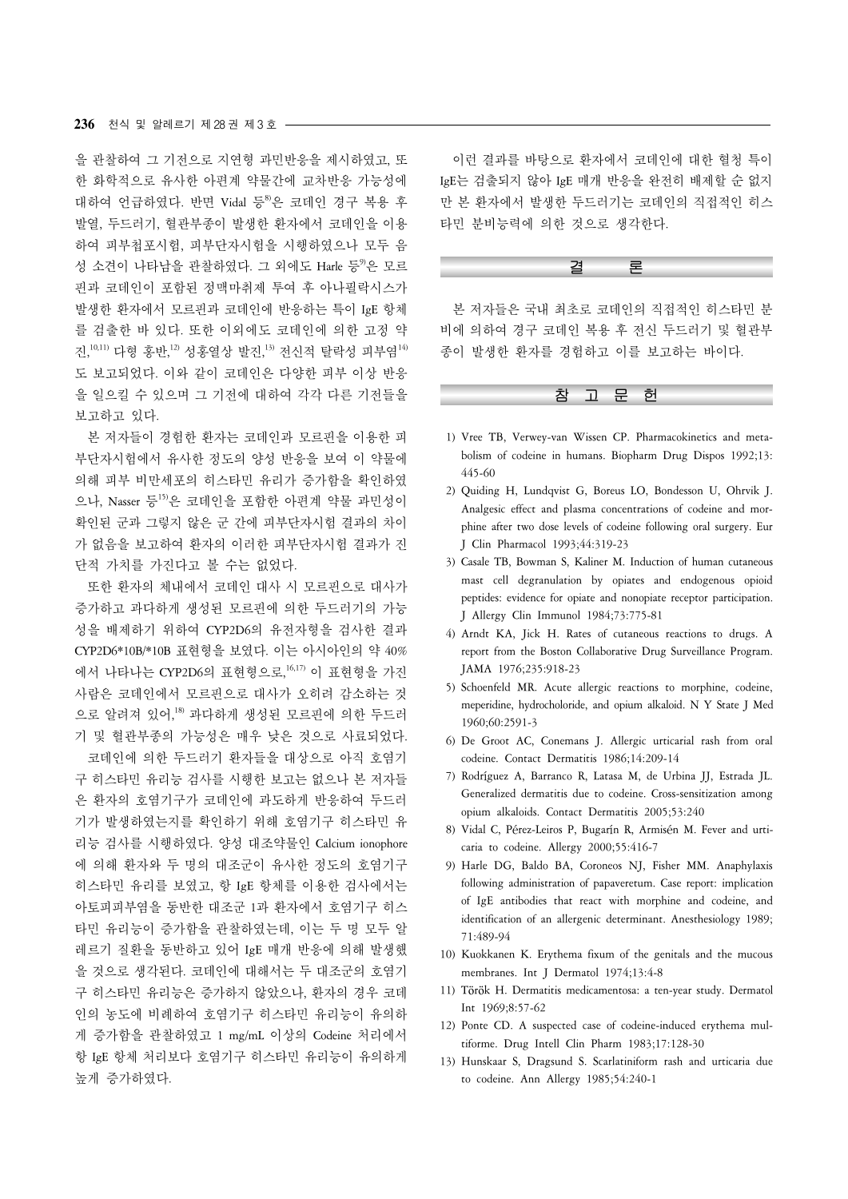을 관찰하여 그 기전으로 지연형 과민반응을 제시하였고, 또한 화학적으로 유사한 아편계 약물간에 교차반응 가능성에 대하여 언급하였다. 반면 Vidal 등[8]은 코데인 경구 복용 후 발열, 두드러기, 혈관부종이 발생한 환자에서 코데인을 이용하여 피부첩포시험, 피부단자시험을 시행하였으나 모두 음성 소견이 나타남을 관찰하였다. 그 외에도 Harle 등[9]은 모르핀과 코데인이 포함된 정맥마취제 투여 후 아나필락시스가 발생한 환자에서 모르핀과 코데인에 반응하는 특이 IgE 항체를 검출한 바 있다. 또한 이외에도 코데인에 의한 고정 약진,[10,11] 다형 홍반,[12] 성홍열상 발진,[13] 전신적 탈락성 피부염[14]도 보고되었다. 이와 같이 코데인은 다양한 피부 이상 반응을 일으킬 수 있으며 그 기전에 대하여 각각 다른 기전들을 보고하고 있다.

본 저자들이 경험한 환자는 코데인과 모르핀을 이용한 피부단자시험에서 유사한 정도의 양성 반응을 보여 이 약물에 의해 피부 비만세포의 히스타민 유리가 증가함을 확인하였으나, Nasser 등[15]은 코데인을 포함한 아편계 약물 과민성이 확인된 군과 그렇지 않은 군 간에 피부단자시험 결과의 차이가 없음을 보고하여 환자의 이러한 피부단자시험 결과가 진단적 가치를 가진다고 볼 수는 없었다.

또한 환자의 체내에서 코데인 대사 시 모르핀으로 대사가 증가하고 과다하게 생성된 모르핀에 의한 두드러기의 가능성을 배제하기 위하여 CYP2D6의 유전자형을 검사한 결과 CYP2D6*10B/*10B 표현형을 보였다. 이는 아시아인의 약 40%에서 나타나는 CYP2D6의 표현형으로,[16,17] 이 표현형을 가진 사람은 코데인에서 모르핀으로 대사가 오히려 감소하는 것으로 알려져 있어,[18] 과다하게 생성된 모르핀에 의한 두드러기 및 혈관부종의 가능성은 매우 낮은 것으로 사료되었다.

코데인에 의한 두드러기 환자들을 대상으로 아직 호염기구 히스타민 유리능 검사를 시행한 보고는 없으나 본 저자들은 환자의 호염기구가 코데인에 과도하게 반응하여 두드러기가 발생하였는지를 확인하기 위해 호염기구 히스타민 유리능 검사를 시행하였다. 양성 대조약물인 Calcium ionophore에 의해 환자와 두 명의 대조군이 유사한 정도의 호염기구 히스타민 유리를 보였고, 항 IgE 항체를 이용한 검사에서는 아토피피부염을 동반한 대조군 1과 환자에서 호염기구 히스타민 유리능이 증가함을 관찰하였는데, 이는 두 명 모두 알레르기 질환을 동반하고 있어 IgE 매개 반응에 의해 발생했을 것으로 생각된다. 코데인에 대해서는 두 대조군의 호염기구 히스타민 유리능은 증가하지 않았으나, 환자의 경우 코데인의 농도에 비례하여 호염기구 히스타민 유리능이 유의하게 증가함을 관찰하였고 1 mg/mL 이상의 Codeine 처리에서 항 IgE 항체 처리보다 호염기구 히스타민 유리능이 유의하게 높게 증가하였다.

이런 결과를 바탕으로 환자에서 코데인에 대한 혈청 특이 IgE는 검출되지 않아 IgE 매개 반응을 완전히 배제할 순 없지만 본 환자에서 발생한 두드러기는 코데인의 직접적인 히스타민 분비능력에 의한 것으로 생각한다.

## 결　　론

본 저자들은 국내 최초로 코데인의 직접적인 히스타민 분비에 의하여 경구 코데인 복용 후 전신 두드러기 및 혈관부종이 발생한 환자를 경험하고 이를 보고하는 바이다.

## 참 고 문 헌

1) Vree TB, Verwey-van Wissen CP. Pharmacokinetics and metabolism of codeine in humans. Biopharm Drug Dispos 1992;13:445-60
2) Quiding H, Lundqvist G, Boreus LO, Bondesson U, Ohrvik J. Analgesic effect and plasma concentrations of codeine and morphine after two dose levels of codeine following oral surgery. Eur J Clin Pharmacol 1993;44:319-23
3) Casale TB, Bowman S, Kaliner M. Induction of human cutaneous mast cell degranulation by opiates and endogenous opioid peptides: evidence for opiate and nonopiate receptor participation. J Allergy Clin Immunol 1984;73:775-81
4) Arndt KA, Jick H. Rates of cutaneous reactions to drugs. A report from the Boston Collaborative Drug Surveillance Program. JAMA 1976;235:918-23
5) Schoenfeld MR. Acute allergic reactions to morphine, codeine, meperidine, hydrocholoride, and opium alkaloid. N Y State J Med 1960;60:2591-3
6) De Groot AC, Conemans J. Allergic urticarial rash from oral codeine. Contact Dermatitis 1986;14:209-14
7) Rodríguez A, Barranco R, Latasa M, de Urbina JJ, Estrada JL. Generalized dermatitis due to codeine. Cross-sensitization among opium alkaloids. Contact Dermatitis 2005;53:240
8) Vidal C, Pérez-Leiros P, Bugarín R, Armisén M. Fever and urticaria to codeine. Allergy 2000;55:416-7
9) Harle DG, Baldo BA, Coroneos NJ, Fisher MM. Anaphylaxis following administration of papaveretum. Case report: implication of IgE antibodies that react with morphine and codeine, and identification of an allergenic determinant. Anesthesiology 1989;71:489-94
10) Kuokkanen K. Erythema fixum of the genitals and the mucous membranes. Int J Dermatol 1974;13:4-8
11) Török H. Dermatitis medicamentosa: a ten-year study. Dermatol Int 1969;8:57-62
12) Ponte CD. A suspected case of codeine-induced erythema multiforme. Drug Intell Clin Pharm 1983;17:128-30
13) Hunskaar S, Dragsund S. Scarlatiniform rash and urticaria due to codeine. Ann Allergy 1985;54:240-1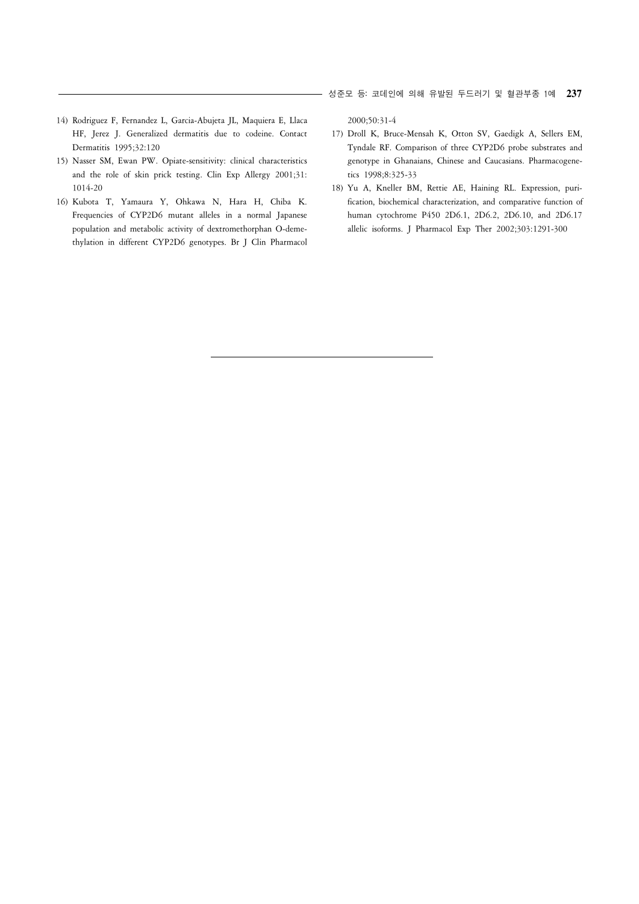14) Rodriguez F, Fernandez L, Garcia-Abujeta JL, Maquiera E, Llaca HF, Jerez J. Generalized dermatitis due to codeine. Contact Dermatitis 1995;32:120

15) Nasser SM, Ewan PW. Opiate-sensitivity: clinical characteristics and the role of skin prick testing. Clin Exp Allergy 2001;31: 1014-20

16) Kubota T, Yamaura Y, Ohkawa N, Hara H, Chiba K. Frequencies of CYP2D6 mutant alleles in a normal Japanese population and metabolic activity of dextromethorphan O-demethylation in different CYP2D6 genotypes. Br J Clin Pharmacol 2000;50:31-4

17) Droll K, Bruce-Mensah K, Otton SV, Gaedigk A, Sellers EM, Tyndale RF. Comparison of three CYP2D6 probe substrates and genotype in Ghanaians, Chinese and Caucasians. Pharmacogenetics 1998;8:325-33

18) Yu A, Kneller BM, Rettie AE, Haining RL. Expression, purification, biochemical characterization, and comparative function of human cytochrome P450 2D6.1, 2D6.2, 2D6.10, and 2D6.17 allelic isoforms. J Pharmacol Exp Ther 2002;303:1291-300